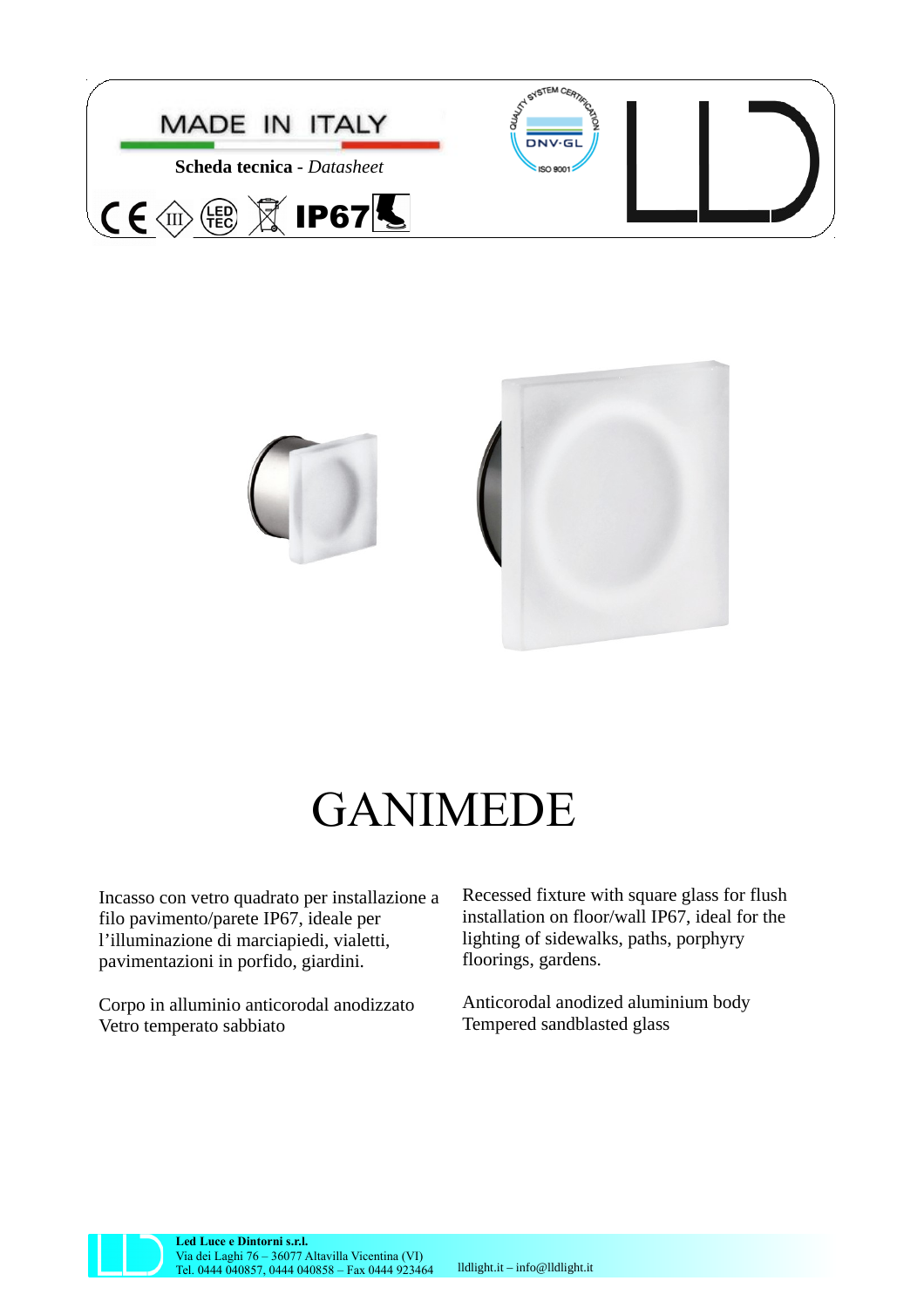MADE IN ITALY

**Scheda tecnica** - *Datasheet*

IP67

# GANIMEDE

Incasso con vetro quadrato per installazione a filo pavimento/parete IP67, ideale per l'illuminazione di marciapiedi, vialetti, pavimentazioni in porfido, giardini.

Corpo in alluminio anticorodal anodizzato
Vetro temperato sabbiato

Recessed fixture with square glass for flush installation on floor/wall IP67, ideal for the lighting of sidewalks, paths, porphyry floorings, gardens.

Anticorodal anodized aluminium body
Tempered sandblasted glass

**Led Luce e Dintorni s.r.l.**
Via dei Laghi 76 – 36077 Altavilla Vicentina (VI)
Tel. 0444 040857, 0444 040858 – Fax 0444 923464 lldlight.it – info@lldlight.it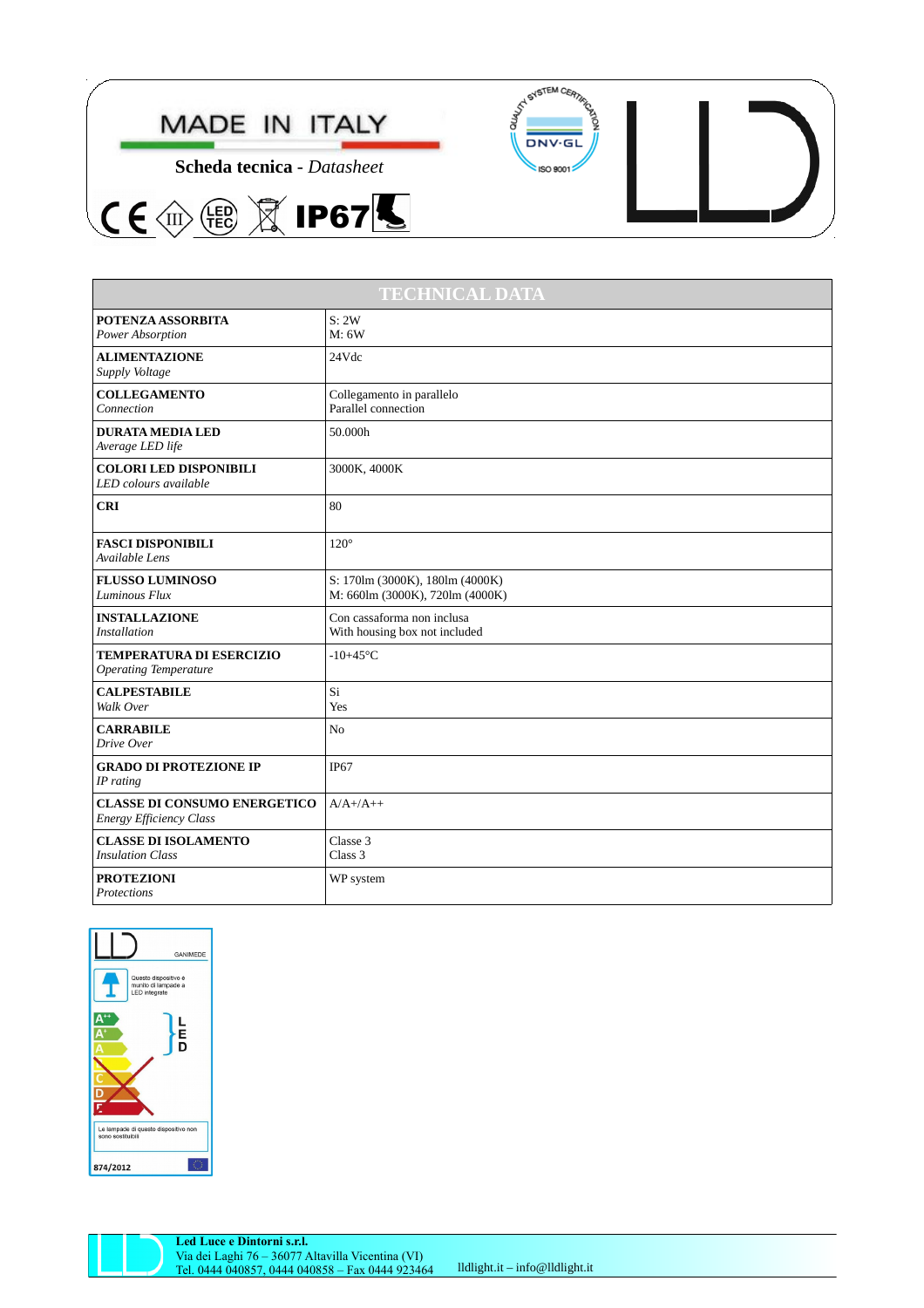MADE IN ITALY

**Scheda tecnica** - *Datasheet*

IP67

| TECHNICAL DATA | |
|---|---|
| **POTENZA ASSORBITA**<br>*Power Absorption* | S: 2W<br>M: 6W |
| **ALIMENTAZIONE**<br>*Supply Voltage* | 24Vdc |
| **COLLEGAMENTO**<br>*Connection* | Collegamento in parallelo<br>Parallel connection |
| **DURATA MEDIA LED**<br>*Average LED life* | 50.000h |
| **COLORI LED DISPONIBILI**<br>*LED colours available* | 3000K, 4000K |
| **CRI** | 80 |
| **FASCI DISPONIBILI**<br>*Available Lens* | 120° |
| **FLUSSO LUMINOSO**<br>*Luminous Flux* | S: 170lm (3000K), 180lm (4000K)<br>M: 660lm (3000K), 720lm (4000K) |
| **INSTALLAZIONE**<br>*Installation* | Con cassaforma non inclusa<br>With housing box not included |
| **TEMPERATURA DI ESERCIZIO**<br>*Operating Temperature* | -10+45°C |
| **CALPESTABILE**<br>*Walk Over* | Si<br>Yes |
| **CARRABILE**<br>*Drive Over* | No |
| **GRADO DI PROTEZIONE IP**<br>*IP rating* | IP67 |
| **CLASSE DI CONSUMO ENERGETICO**<br>*Energy Efficiency Class* | A/A+/A++ |
| **CLASSE DI ISOLAMENTO**<br>*Insulation Class* | Classe 3<br>Class 3 |
| **PROTEZIONI**<br>*Protections* | WP system |

GANIMEDE

Questo dispositivo è munito di lampade a LED integrate

Le lampade di questo dispositivo non sono sostituibili

874/2012

**Led Luce e Dintorni s.r.l.**
Via dei Laghi 76 – 36077 Altavilla Vicentina (VI)
Tel. 0444 040857, 0444 040858 – Fax 0444 923464 lldlight.it – info@lldlight.it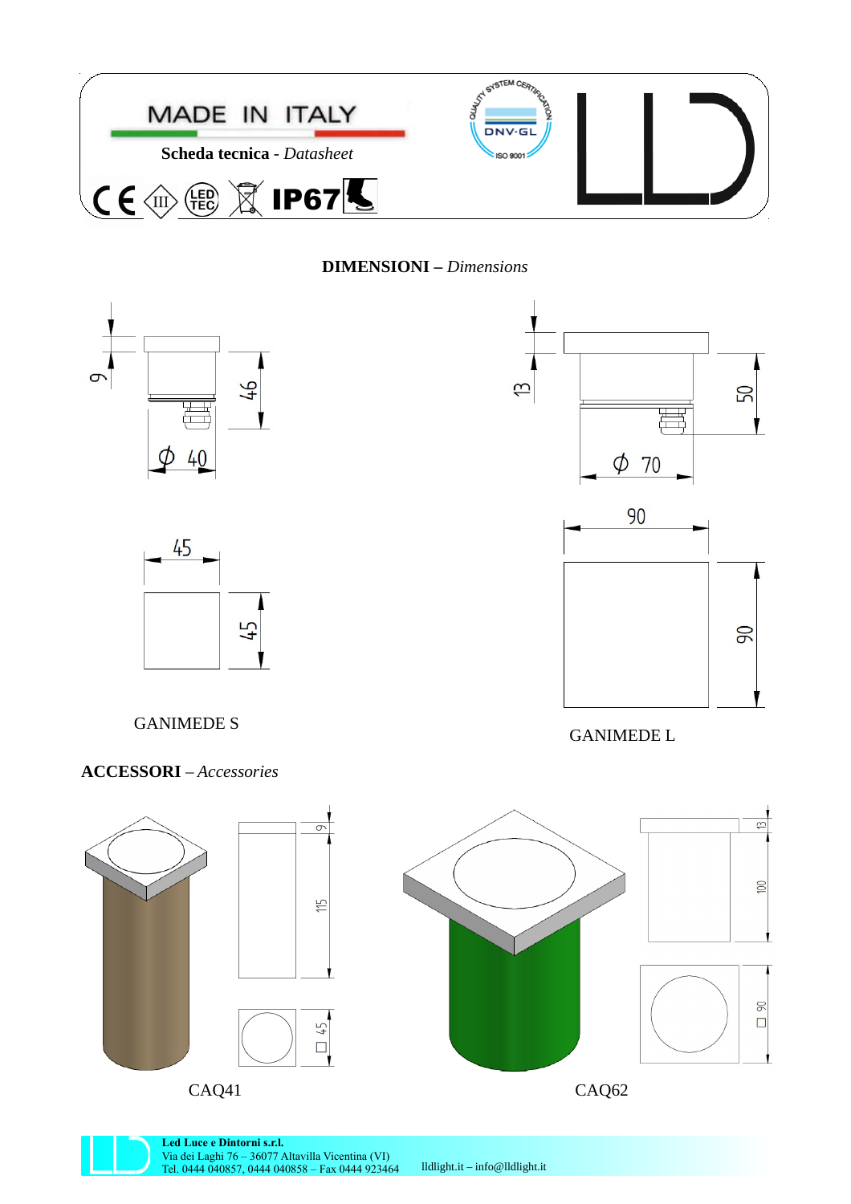MADE IN ITALY

**Scheda tecnica** - *Datasheet*

IP67

## **DIMENSIONI** – *Dimensions*

9

46

Ø 40

45

45

GANIMEDE S

13

50

Ø 70

90

90

GANIMEDE L

## **ACCESSORI** – *Accessories*

9

115

□ 45

CAQ41

13

100

□ 90

CAQ62

**Led Luce e Dintorni s.r.l.**
Via dei Laghi 76 – 36077 Altavilla Vicentina (VI)
Tel. 0444 040857, 0444 040858 – Fax 0444 923464 lldlight.it – info@lldlight.it